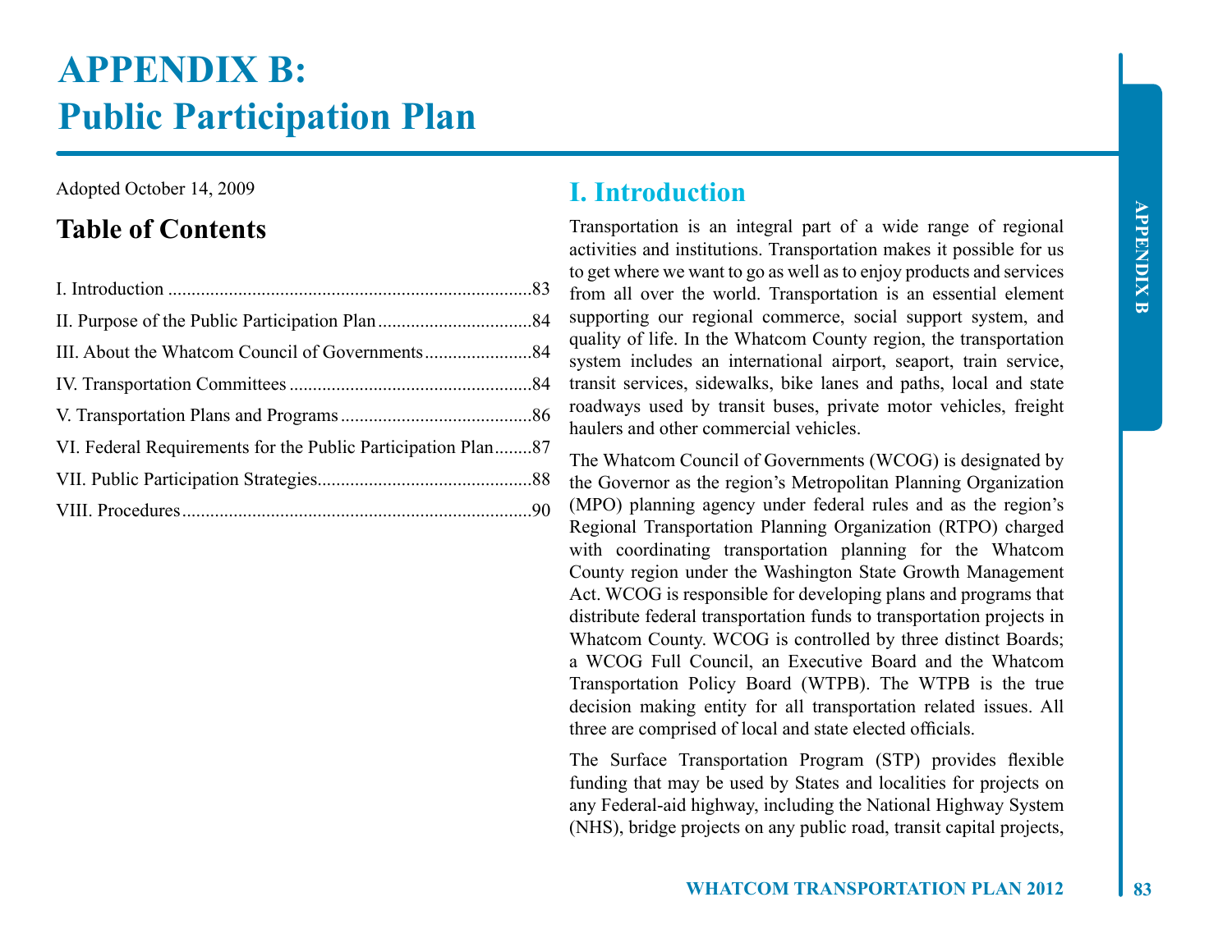# APPENDIX B: Public Participation Plan

Adopted October 14, 2009

## Table of Contents

I. Introduction ............................................................................83

II. Purpose of the Public Participation Plan ..................................84

III. About the Whatcom Council of Governments .......................84

IV. Transportation Committees ....................................................84

V. Transportation Plans and Programs .........................................86

VI. Federal Requirements for the Public Participation Plan ........87

VII. Public Participation Strategies..............................................88

VIII. Procedures ..........................................................................90

## I. Introduction

Transportation is an integral part of a wide range of regional activities and institutions. Transportation makes it possible for us to get where we want to go as well as to enjoy products and services from all over the world. Transportation is an essential element supporting our regional commerce, social support system, and quality of life. In the Whatcom County region, the transportation system includes an international airport, seaport, train service, transit services, sidewalks, bike lanes and paths, local and state roadways used by transit buses, private motor vehicles, freight haulers and other commercial vehicles.

The Whatcom Council of Governments (WCOG) is designated by the Governor as the region's Metropolitan Planning Organization (MPO) planning agency under federal rules and as the region's Regional Transportation Planning Organization (RTPO) charged with coordinating transportation planning for the Whatcom County region under the Washington State Growth Management Act. WCOG is responsible for developing plans and programs that distribute federal transportation funds to transportation projects in Whatcom County. WCOG is controlled by three distinct Boards; a WCOG Full Council, an Executive Board and the Whatcom Transportation Policy Board (WTPB). The WTPB is the true decision making entity for all transportation related issues. All three are comprised of local and state elected officials.

The Surface Transportation Program (STP) provides flexible funding that may be used by States and localities for projects on any Federal-aid highway, including the National Highway System (NHS), bridge projects on any public road, transit capital projects,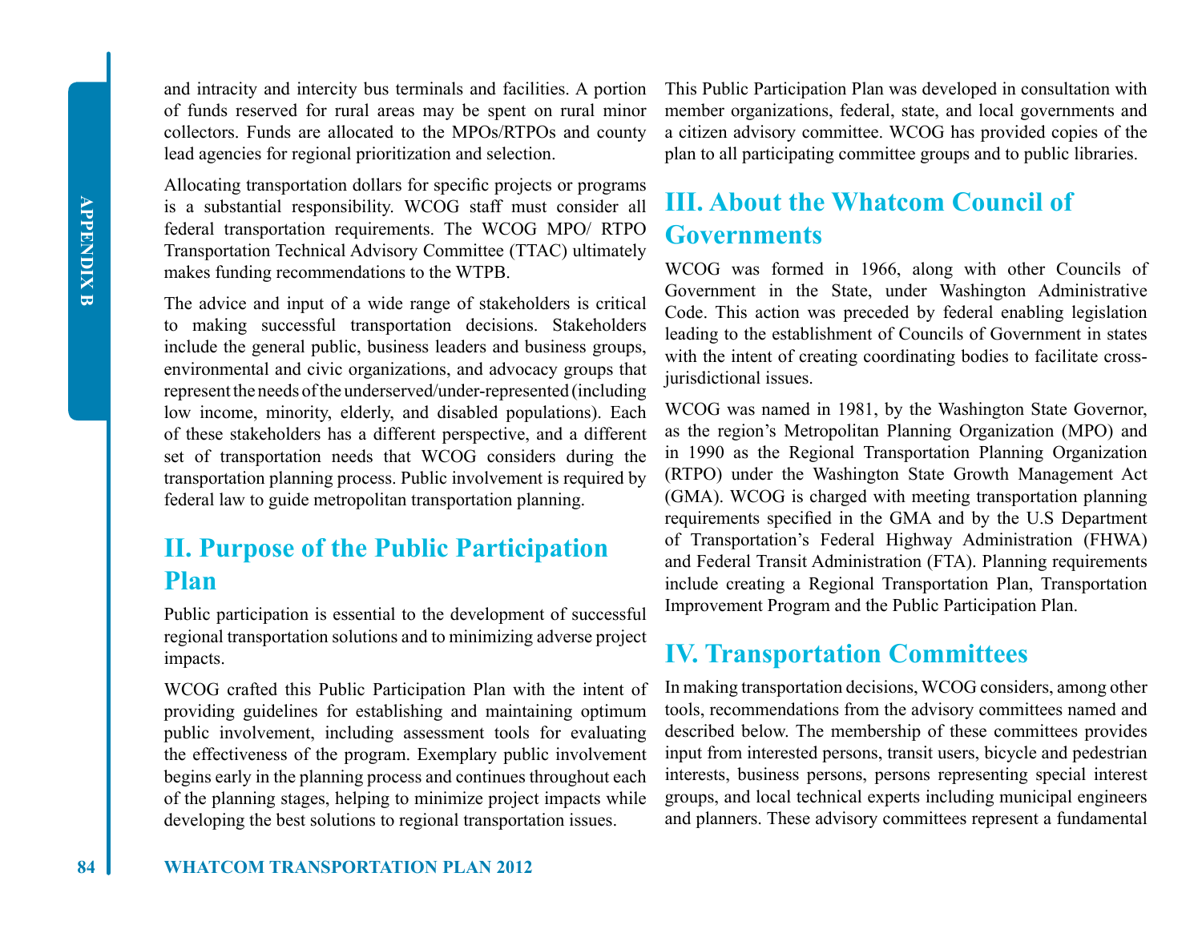and intracity and intercity bus terminals and facilities. A portion of funds reserved for rural areas may be spent on rural minor collectors. Funds are allocated to the MPOs/RTPOs and county lead agencies for regional prioritization and selection.

Allocating transportation dollars for specific projects or programs is a substantial responsibility. WCOG staff must consider all federal transportation requirements. The WCOG MPO/ RTPO Transportation Technical Advisory Committee (TTAC) ultimately makes funding recommendations to the WTPB.

The advice and input of a wide range of stakeholders is critical to making successful transportation decisions. Stakeholders include the general public, business leaders and business groups, environmental and civic organizations, and advocacy groups that represent the needs of the underserved/under-represented (including low income, minority, elderly, and disabled populations). Each of these stakeholders has a different perspective, and a different set of transportation needs that WCOG considers during the transportation planning process. Public involvement is required by federal law to guide metropolitan transportation planning.

## II. Purpose of the Public Participation Plan

Public participation is essential to the development of successful regional transportation solutions and to minimizing adverse project impacts.

WCOG crafted this Public Participation Plan with the intent of providing guidelines for establishing and maintaining optimum public involvement, including assessment tools for evaluating the effectiveness of the program. Exemplary public involvement begins early in the planning process and continues throughout each of the planning stages, helping to minimize project impacts while developing the best solutions to regional transportation issues.

This Public Participation Plan was developed in consultation with member organizations, federal, state, and local governments and a citizen advisory committee. WCOG has provided copies of the plan to all participating committee groups and to public libraries.

## III. About the Whatcom Council of Governments

WCOG was formed in 1966, along with other Councils of Government in the State, under Washington Administrative Code. This action was preceded by federal enabling legislation leading to the establishment of Councils of Government in states with the intent of creating coordinating bodies to facilitate cross-jurisdictional issues.

WCOG was named in 1981, by the Washington State Governor, as the region's Metropolitan Planning Organization (MPO) and in 1990 as the Regional Transportation Planning Organization (RTPO) under the Washington State Growth Management Act (GMA). WCOG is charged with meeting transportation planning requirements specified in the GMA and by the U.S Department of Transportation's Federal Highway Administration (FHWA) and Federal Transit Administration (FTA). Planning requirements include creating a Regional Transportation Plan, Transportation Improvement Program and the Public Participation Plan.

## IV. Transportation Committees

In making transportation decisions, WCOG considers, among other tools, recommendations from the advisory committees named and described below. The membership of these committees provides input from interested persons, transit users, bicycle and pedestrian interests, business persons, persons representing special interest groups, and local technical experts including municipal engineers and planners. These advisory committees represent a fundamental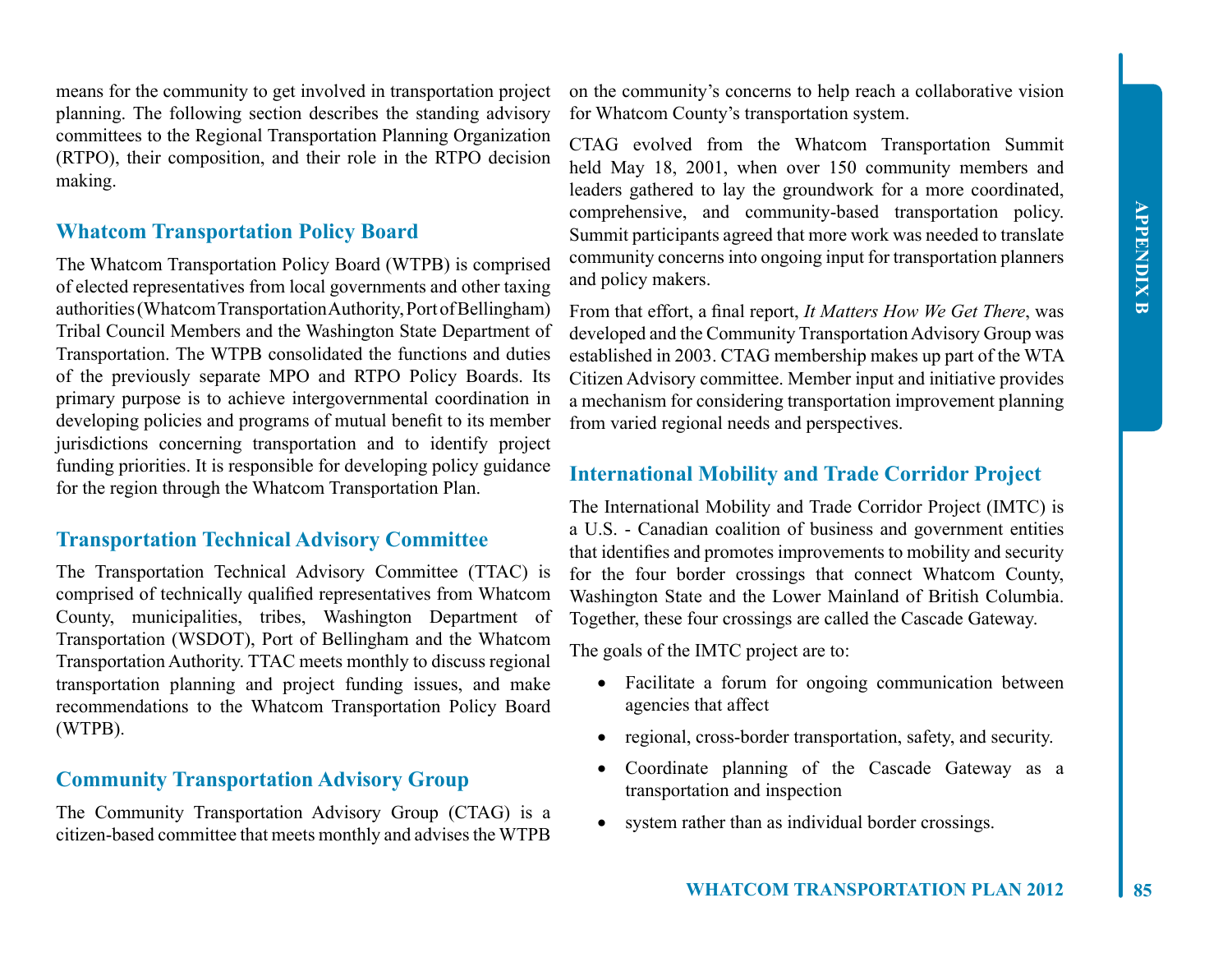means for the community to get involved in transportation project planning. The following section describes the standing advisory committees to the Regional Transportation Planning Organization (RTPO), their composition, and their role in the RTPO decision making.

## Whatcom Transportation Policy Board

The Whatcom Transportation Policy Board (WTPB) is comprised of elected representatives from local governments and other taxing authorities (Whatcom Transportation Authority, Port of Bellingham) Tribal Council Members and the Washington State Department of Transportation. The WTPB consolidated the functions and duties of the previously separate MPO and RTPO Policy Boards. Its primary purpose is to achieve intergovernmental coordination in developing policies and programs of mutual benefit to its member jurisdictions concerning transportation and to identify project funding priorities. It is responsible for developing policy guidance for the region through the Whatcom Transportation Plan.

## Transportation Technical Advisory Committee

The Transportation Technical Advisory Committee (TTAC) is comprised of technically qualified representatives from Whatcom County, municipalities, tribes, Washington Department of Transportation (WSDOT), Port of Bellingham and the Whatcom Transportation Authority. TTAC meets monthly to discuss regional transportation planning and project funding issues, and make recommendations to the Whatcom Transportation Policy Board (WTPB).

## Community Transportation Advisory Group

The Community Transportation Advisory Group (CTAG) is a citizen-based committee that meets monthly and advises the WTPB on the community's concerns to help reach a collaborative vision for Whatcom County's transportation system.

CTAG evolved from the Whatcom Transportation Summit held May 18, 2001, when over 150 community members and leaders gathered to lay the groundwork for a more coordinated, comprehensive, and community-based transportation policy. Summit participants agreed that more work was needed to translate community concerns into ongoing input for transportation planners and policy makers.

From that effort, a final report, *It Matters How We Get There*, was developed and the Community Transportation Advisory Group was established in 2003. CTAG membership makes up part of the WTA Citizen Advisory committee. Member input and initiative provides a mechanism for considering transportation improvement planning from varied regional needs and perspectives.

## International Mobility and Trade Corridor Project

The International Mobility and Trade Corridor Project (IMTC) is a U.S. - Canadian coalition of business and government entities that identifies and promotes improvements to mobility and security for the four border crossings that connect Whatcom County, Washington State and the Lower Mainland of British Columbia. Together, these four crossings are called the Cascade Gateway.

The goals of the IMTC project are to:

- Facilitate a forum for ongoing communication between agencies that affect
- regional, cross-border transportation, safety, and security.
- Coordinate planning of the Cascade Gateway as a transportation and inspection
- system rather than as individual border crossings.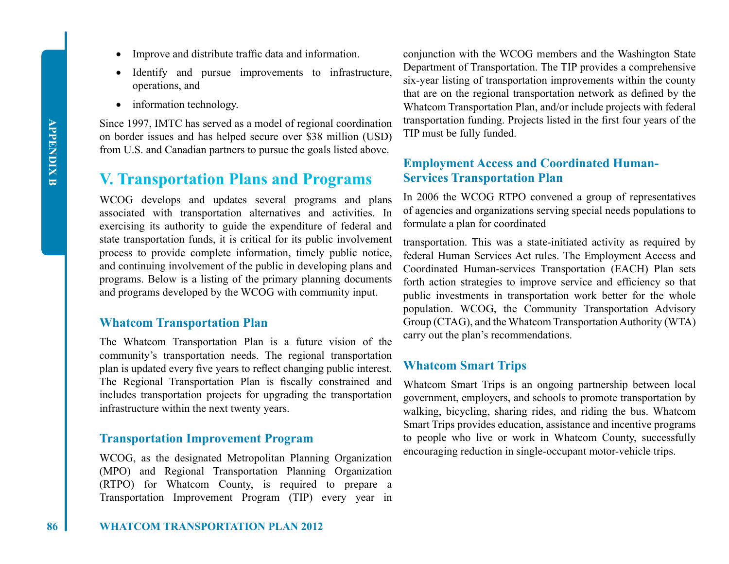- Improve and distribute traffic data and information.
- Identify and pursue improvements to infrastructure, operations, and
- information technology.

Since 1997, IMTC has served as a model of regional coordination on border issues and has helped secure over $38 million (USD) from U.S. and Canadian partners to pursue the goals listed above.

# V. Transportation Plans and Programs

WCOG develops and updates several programs and plans associated with transportation alternatives and activities. In exercising its authority to guide the expenditure of federal and state transportation funds, it is critical for its public involvement process to provide complete information, timely public notice, and continuing involvement of the public in developing plans and programs. Below is a listing of the primary planning documents and programs developed by the WCOG with community input.

## Whatcom Transportation Plan

The Whatcom Transportation Plan is a future vision of the community's transportation needs. The regional transportation plan is updated every five years to reflect changing public interest. The Regional Transportation Plan is fiscally constrained and includes transportation projects for upgrading the transportation infrastructure within the next twenty years.

## Transportation Improvement Program

WCOG, as the designated Metropolitan Planning Organization (MPO) and Regional Transportation Planning Organization (RTPO) for Whatcom County, is required to prepare a Transportation Improvement Program (TIP) every year in conjunction with the WCOG members and the Washington State Department of Transportation. The TIP provides a comprehensive six-year listing of transportation improvements within the county that are on the regional transportation network as defined by the Whatcom Transportation Plan, and/or include projects with federal transportation funding. Projects listed in the first four years of the TIP must be fully funded.

## Employment Access and Coordinated Human-Services Transportation Plan

In 2006 the WCOG RTPO convened a group of representatives of agencies and organizations serving special needs populations to formulate a plan for coordinated transportation. This was a state-initiated activity as required by federal Human Services Act rules. The Employment Access and Coordinated Human-services Transportation (EACH) Plan sets forth action strategies to improve service and efficiency so that public investments in transportation work better for the whole population. WCOG, the Community Transportation Advisory Group (CTAG), and the Whatcom Transportation Authority (WTA) carry out the plan's recommendations.

## Whatcom Smart Trips

Whatcom Smart Trips is an ongoing partnership between local government, employers, and schools to promote transportation by walking, bicycling, sharing rides, and riding the bus. Whatcom Smart Trips provides education, assistance and incentive programs to people who live or work in Whatcom County, successfully encouraging reduction in single-occupant motor-vehicle trips.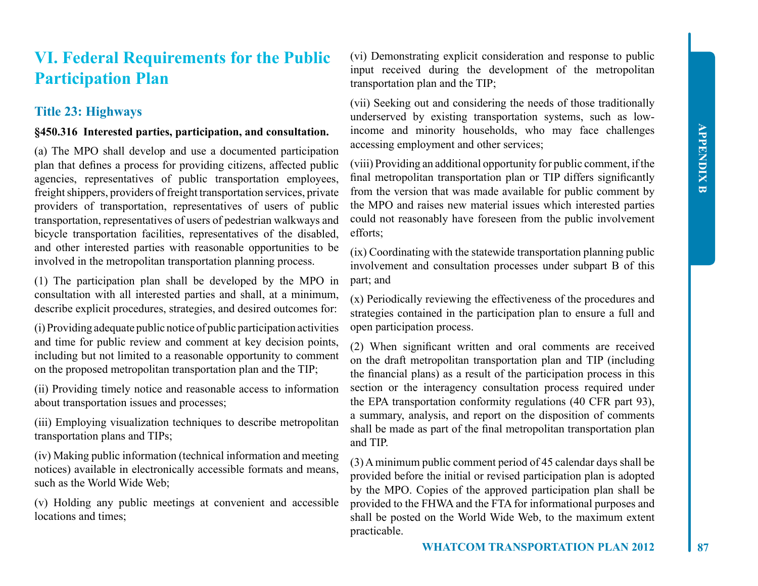# VI. Federal Requirements for the Public Participation Plan

## Title 23: Highways

**§450.316 Interested parties, participation, and consultation.**

(a) The MPO shall develop and use a documented participation plan that defines a process for providing citizens, affected public agencies, representatives of public transportation employees, freight shippers, providers of freight transportation services, private providers of transportation, representatives of users of public transportation, representatives of users of pedestrian walkways and bicycle transportation facilities, representatives of the disabled, and other interested parties with reasonable opportunities to be involved in the metropolitan transportation planning process.

(1) The participation plan shall be developed by the MPO in consultation with all interested parties and shall, at a minimum, describe explicit procedures, strategies, and desired outcomes for:

(i) Providing adequate public notice of public participation activities and time for public review and comment at key decision points, including but not limited to a reasonable opportunity to comment on the proposed metropolitan transportation plan and the TIP;

(ii) Providing timely notice and reasonable access to information about transportation issues and processes;

(iii) Employing visualization techniques to describe metropolitan transportation plans and TIPs;

(iv) Making public information (technical information and meeting notices) available in electronically accessible formats and means, such as the World Wide Web;

(v) Holding any public meetings at convenient and accessible locations and times;

(vi) Demonstrating explicit consideration and response to public input received during the development of the metropolitan transportation plan and the TIP;

(vii) Seeking out and considering the needs of those traditionally underserved by existing transportation systems, such as low-income and minority households, who may face challenges accessing employment and other services;

(viii) Providing an additional opportunity for public comment, if the final metropolitan transportation plan or TIP differs significantly from the version that was made available for public comment by the MPO and raises new material issues which interested parties could not reasonably have foreseen from the public involvement efforts;

(ix) Coordinating with the statewide transportation planning public involvement and consultation processes under subpart B of this part; and

(x) Periodically reviewing the effectiveness of the procedures and strategies contained in the participation plan to ensure a full and open participation process.

(2) When significant written and oral comments are received on the draft metropolitan transportation plan and TIP (including the financial plans) as a result of the participation process in this section or the interagency consultation process required under the EPA transportation conformity regulations (40 CFR part 93), a summary, analysis, and report on the disposition of comments shall be made as part of the final metropolitan transportation plan and TIP.

(3) A minimum public comment period of 45 calendar days shall be provided before the initial or revised participation plan is adopted by the MPO. Copies of the approved participation plan shall be provided to the FHWA and the FTA for informational purposes and shall be posted on the World Wide Web, to the maximum extent practicable.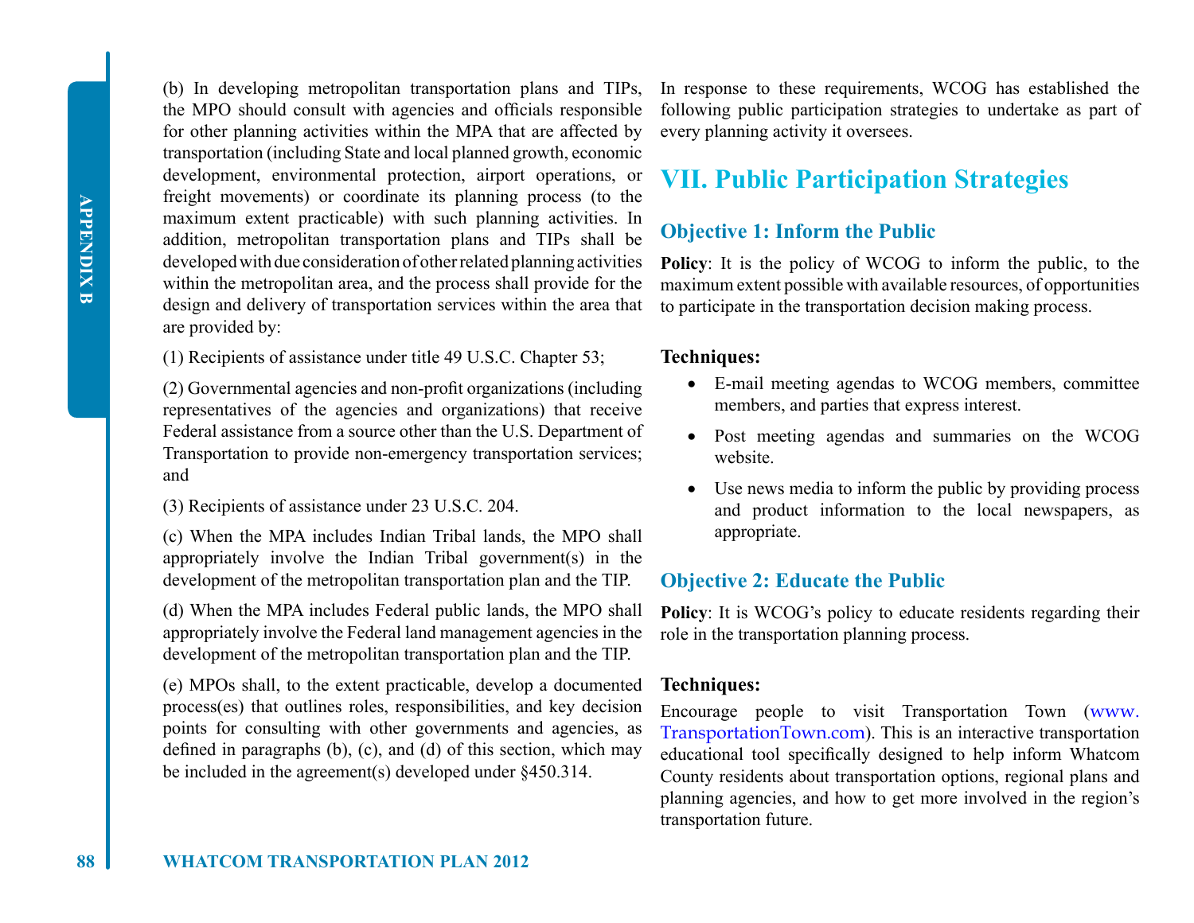(b) In developing metropolitan transportation plans and TIPs, the MPO should consult with agencies and officials responsible for other planning activities within the MPA that are affected by transportation (including State and local planned growth, economic development, environmental protection, airport operations, or freight movements) or coordinate its planning process (to the maximum extent practicable) with such planning activities. In addition, metropolitan transportation plans and TIPs shall be developed with due consideration of other related planning activities within the metropolitan area, and the process shall provide for the design and delivery of transportation services within the area that are provided by:

(1) Recipients of assistance under title 49 U.S.C. Chapter 53;

(2) Governmental agencies and non-profit organizations (including representatives of the agencies and organizations) that receive Federal assistance from a source other than the U.S. Department of Transportation to provide non-emergency transportation services; and

(3) Recipients of assistance under 23 U.S.C. 204.

(c) When the MPA includes Indian Tribal lands, the MPO shall appropriately involve the Indian Tribal government(s) in the development of the metropolitan transportation plan and the TIP.

(d) When the MPA includes Federal public lands, the MPO shall appropriately involve the Federal land management agencies in the development of the metropolitan transportation plan and the TIP.

(e) MPOs shall, to the extent practicable, develop a documented process(es) that outlines roles, responsibilities, and key decision points for consulting with other governments and agencies, as defined in paragraphs (b), (c), and (d) of this section, which may be included in the agreement(s) developed under §450.314.

In response to these requirements, WCOG has established the following public participation strategies to undertake as part of every planning activity it oversees.

# VII. Public Participation Strategies

## Objective 1: Inform the Public

**Policy**: It is the policy of WCOG to inform the public, to the maximum extent possible with available resources, of opportunities to participate in the transportation decision making process.

**Techniques:**

- E-mail meeting agendas to WCOG members, committee members, and parties that express interest.
- Post meeting agendas and summaries on the WCOG website.
- Use news media to inform the public by providing process and product information to the local newspapers, as appropriate.

## Objective 2: Educate the Public

**Policy**: It is WCOG's policy to educate residents regarding their role in the transportation planning process.

**Techniques:**

Encourage people to visit Transportation Town (www.TransportationTown.com). This is an interactive transportation educational tool specifically designed to help inform Whatcom County residents about transportation options, regional plans and planning agencies, and how to get more involved in the region's transportation future.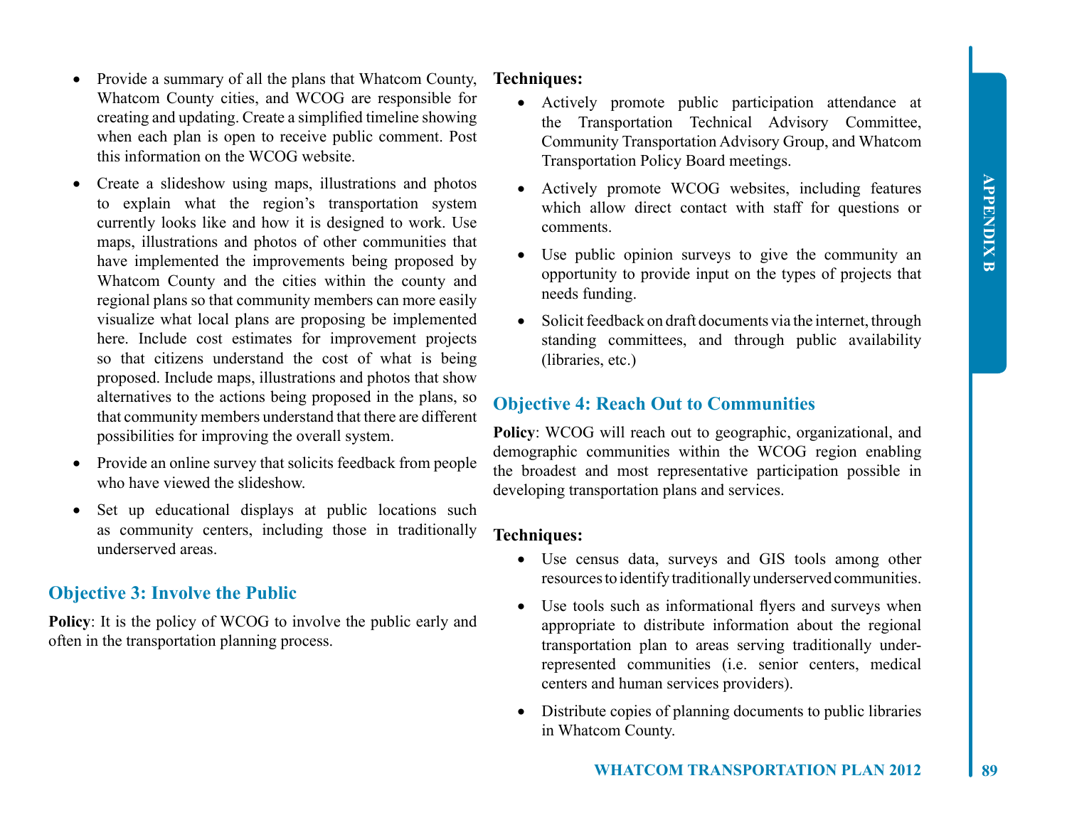- Provide a summary of all the plans that Whatcom County, Whatcom County cities, and WCOG are responsible for creating and updating. Create a simplified timeline showing when each plan is open to receive public comment. Post this information on the WCOG website.
- Create a slideshow using maps, illustrations and photos to explain what the region's transportation system currently looks like and how it is designed to work. Use maps, illustrations and photos of other communities that have implemented the improvements being proposed by Whatcom County and the cities within the county and regional plans so that community members can more easily visualize what local plans are proposing be implemented here. Include cost estimates for improvement projects so that citizens understand the cost of what is being proposed. Include maps, illustrations and photos that show alternatives to the actions being proposed in the plans, so that community members understand that there are different possibilities for improving the overall system.
- Provide an online survey that solicits feedback from people who have viewed the slideshow.
- Set up educational displays at public locations such as community centers, including those in traditionally underserved areas.

## Objective 3: Involve the Public

**Policy**: It is the policy of WCOG to involve the public early and often in the transportation planning process.

**Techniques:**

- Actively promote public participation attendance at the Transportation Technical Advisory Committee, Community Transportation Advisory Group, and Whatcom Transportation Policy Board meetings.
- Actively promote WCOG websites, including features which allow direct contact with staff for questions or comments.
- Use public opinion surveys to give the community an opportunity to provide input on the types of projects that needs funding.
- Solicit feedback on draft documents via the internet, through standing committees, and through public availability (libraries, etc.)

## Objective 4: Reach Out to Communities

**Policy**: WCOG will reach out to geographic, organizational, and demographic communities within the WCOG region enabling the broadest and most representative participation possible in developing transportation plans and services.

**Techniques:**

- Use census data, surveys and GIS tools among other resources to identify traditionally underserved communities.
- Use tools such as informational flyers and surveys when appropriate to distribute information about the regional transportation plan to areas serving traditionally under-represented communities (i.e. senior centers, medical centers and human services providers).
- Distribute copies of planning documents to public libraries in Whatcom County.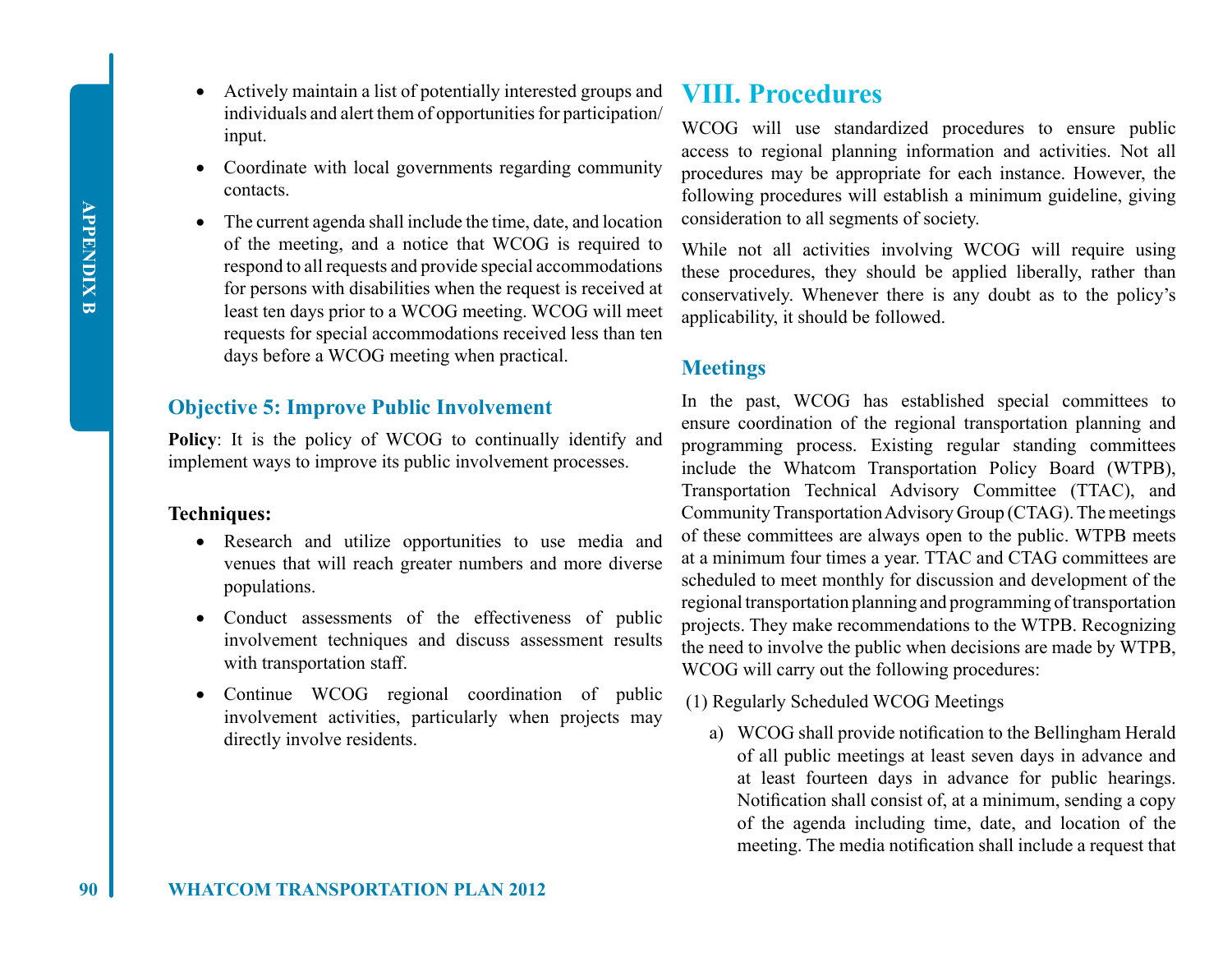- Actively maintain a list of potentially interested groups and individuals and alert them of opportunities for participation/ input.
- Coordinate with local governments regarding community contacts.
- The current agenda shall include the time, date, and location of the meeting, and a notice that WCOG is required to respond to all requests and provide special accommodations for persons with disabilities when the request is received at least ten days prior to a WCOG meeting. WCOG will meet requests for special accommodations received less than ten days before a WCOG meeting when practical.

### Objective 5: Improve Public Involvement

**Policy**: It is the policy of WCOG to continually identify and implement ways to improve its public involvement processes.

**Techniques:**

- Research and utilize opportunities to use media and venues that will reach greater numbers and more diverse populations.
- Conduct assessments of the effectiveness of public involvement techniques and discuss assessment results with transportation staff.
- Continue WCOG regional coordination of public involvement activities, particularly when projects may directly involve residents.

## VIII. Procedures

WCOG will use standardized procedures to ensure public access to regional planning information and activities. Not all procedures may be appropriate for each instance. However, the following procedures will establish a minimum guideline, giving consideration to all segments of society.

While not all activities involving WCOG will require using these procedures, they should be applied liberally, rather than conservatively. Whenever there is any doubt as to the policy's applicability, it should be followed.

### Meetings

In the past, WCOG has established special committees to ensure coordination of the regional transportation planning and programming process. Existing regular standing committees include the Whatcom Transportation Policy Board (WTPB), Transportation Technical Advisory Committee (TTAC), and Community Transportation Advisory Group (CTAG). The meetings of these committees are always open to the public. WTPB meets at a minimum four times a year. TTAC and CTAG committees are scheduled to meet monthly for discussion and development of the regional transportation planning and programming of transportation projects. They make recommendations to the WTPB. Recognizing the need to involve the public when decisions are made by WTPB, WCOG will carry out the following procedures:

(1) Regularly Scheduled WCOG Meetings

a) WCOG shall provide notification to the Bellingham Herald of all public meetings at least seven days in advance and at least fourteen days in advance for public hearings. Notification shall consist of, at a minimum, sending a copy of the agenda including time, date, and location of the meeting. The media notification shall include a request that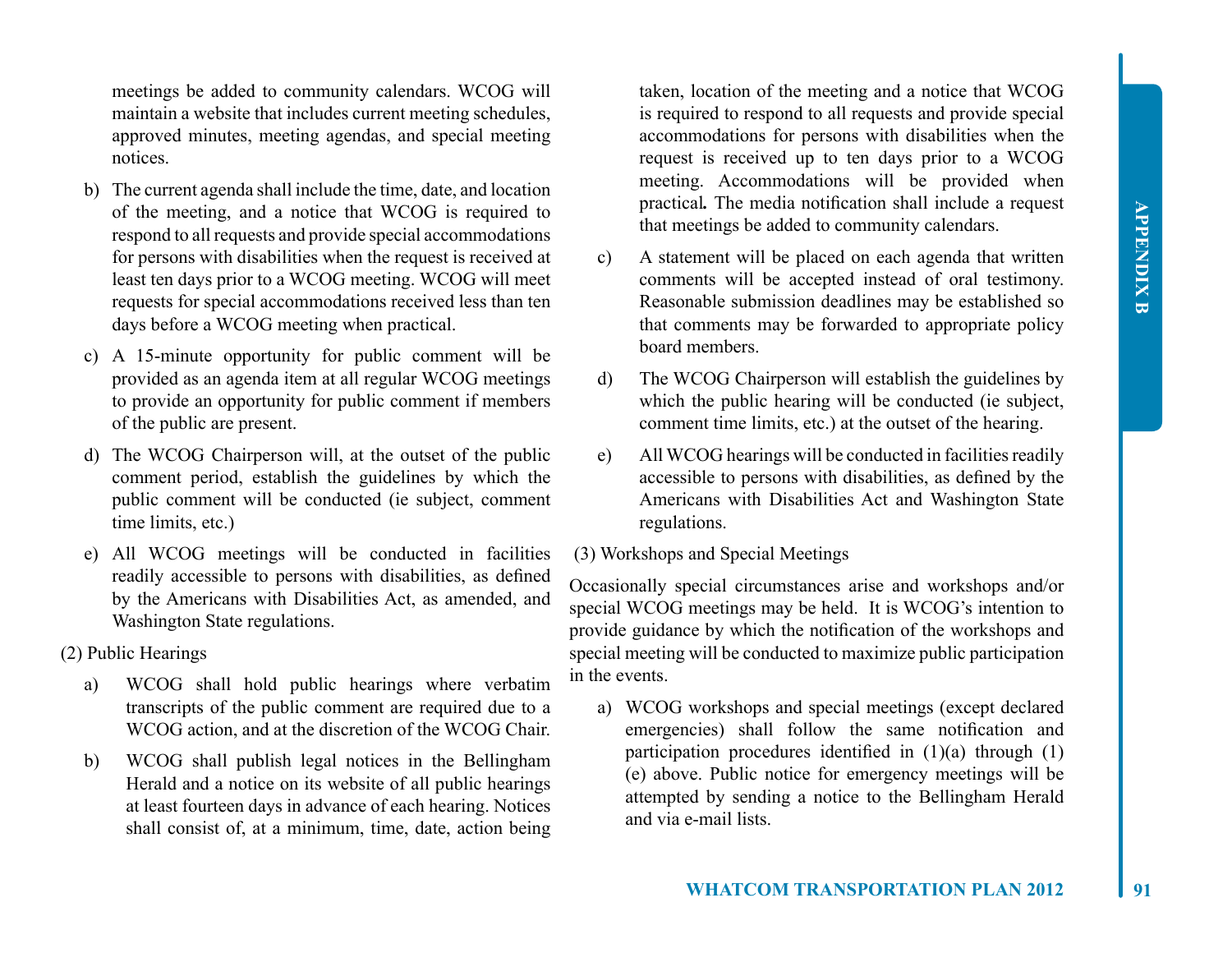meetings be added to community calendars. WCOG will maintain a website that includes current meeting schedules, approved minutes, meeting agendas, and special meeting notices.

b) The current agenda shall include the time, date, and location of the meeting, and a notice that WCOG is required to respond to all requests and provide special accommodations for persons with disabilities when the request is received at least ten days prior to a WCOG meeting. WCOG will meet requests for special accommodations received less than ten days before a WCOG meeting when practical.

c) A 15-minute opportunity for public comment will be provided as an agenda item at all regular WCOG meetings to provide an opportunity for public comment if members of the public are present.

d) The WCOG Chairperson will, at the outset of the public comment period, establish the guidelines by which the public comment will be conducted (ie subject, comment time limits, etc.)

e) All WCOG meetings will be conducted in facilities readily accessible to persons with disabilities, as defined by the Americans with Disabilities Act, as amended, and Washington State regulations.

(2) Public Hearings

a) WCOG shall hold public hearings where verbatim transcripts of the public comment are required due to a WCOG action, and at the discretion of the WCOG Chair.

b) WCOG shall publish legal notices in the Bellingham Herald and a notice on its website of all public hearings at least fourteen days in advance of each hearing. Notices shall consist of, at a minimum, time, date, action being taken, location of the meeting and a notice that WCOG is required to respond to all requests and provide special accommodations for persons with disabilities when the request is received up to ten days prior to a WCOG meeting. Accommodations will be provided when practical**.** The media notification shall include a request that meetings be added to community calendars.

c) A statement will be placed on each agenda that written comments will be accepted instead of oral testimony. Reasonable submission deadlines may be established so that comments may be forwarded to appropriate policy board members.

d) The WCOG Chairperson will establish the guidelines by which the public hearing will be conducted (ie subject, comment time limits, etc.) at the outset of the hearing.

e) All WCOG hearings will be conducted in facilities readily accessible to persons with disabilities, as defined by the Americans with Disabilities Act and Washington State regulations.

(3) Workshops and Special Meetings

Occasionally special circumstances arise and workshops and/or special WCOG meetings may be held. It is WCOG's intention to provide guidance by which the notification of the workshops and special meeting will be conducted to maximize public participation in the events.

a) WCOG workshops and special meetings (except declared emergencies) shall follow the same notification and participation procedures identified in (1)(a) through (1)(e) above. Public notice for emergency meetings will be attempted by sending a notice to the Bellingham Herald and via e-mail lists.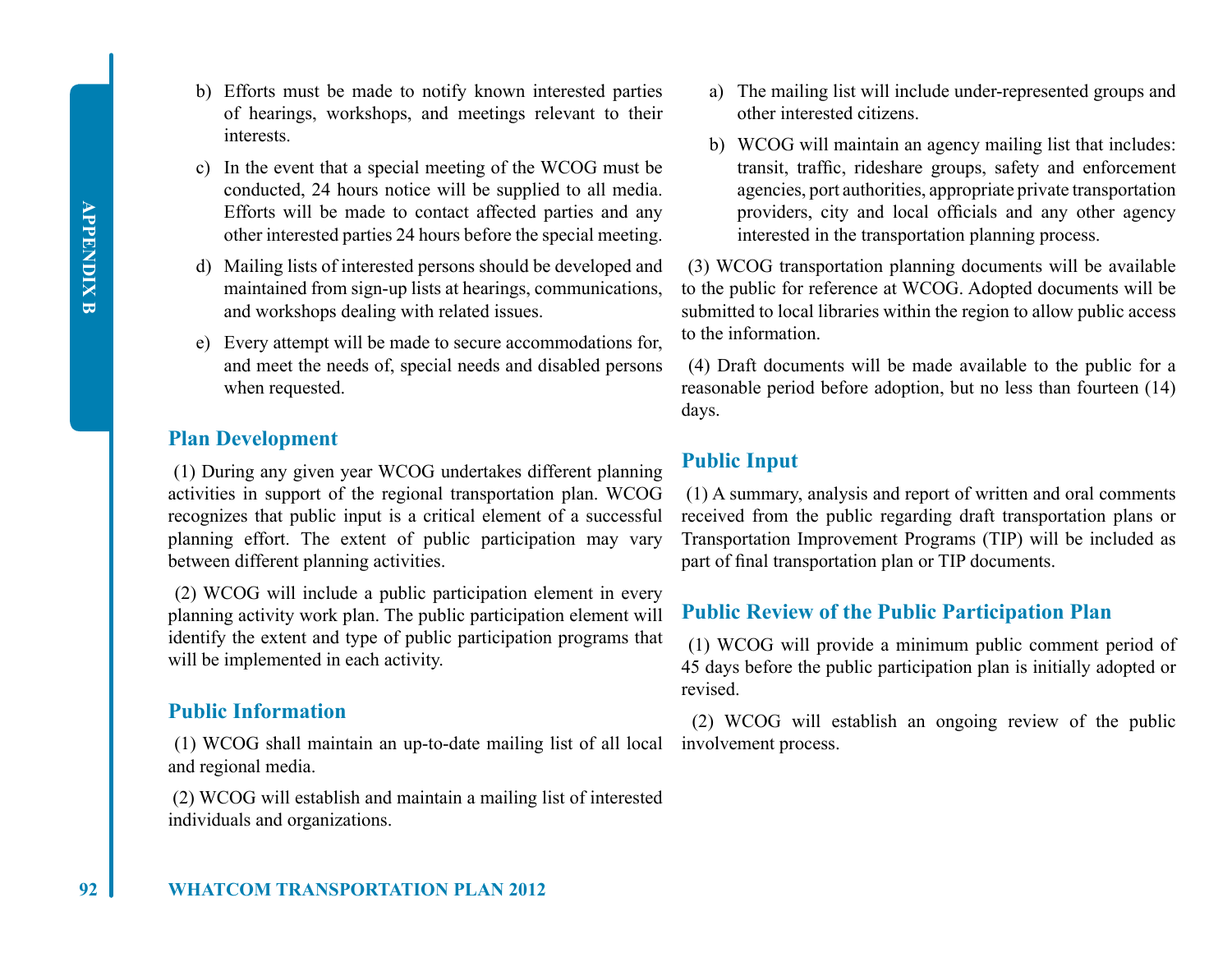b) Efforts must be made to notify known interested parties of hearings, workshops, and meetings relevant to their interests.

c) In the event that a special meeting of the WCOG must be conducted, 24 hours notice will be supplied to all media. Efforts will be made to contact affected parties and any other interested parties 24 hours before the special meeting.

d) Mailing lists of interested persons should be developed and maintained from sign-up lists at hearings, communications, and workshops dealing with related issues.

e) Every attempt will be made to secure accommodations for, and meet the needs of, special needs and disabled persons when requested.

## Plan Development

(1) During any given year WCOG undertakes different planning activities in support of the regional transportation plan. WCOG recognizes that public input is a critical element of a successful planning effort. The extent of public participation may vary between different planning activities.

(2) WCOG will include a public participation element in every planning activity work plan. The public participation element will identify the extent and type of public participation programs that will be implemented in each activity.

## Public Information

(1) WCOG shall maintain an up-to-date mailing list of all local and regional media.

(2) WCOG will establish and maintain a mailing list of interested individuals and organizations.

a) The mailing list will include under-represented groups and other interested citizens.

b) WCOG will maintain an agency mailing list that includes: transit, traffic, rideshare groups, safety and enforcement agencies, port authorities, appropriate private transportation providers, city and local officials and any other agency interested in the transportation planning process.

(3) WCOG transportation planning documents will be available to the public for reference at WCOG. Adopted documents will be submitted to local libraries within the region to allow public access to the information.

(4) Draft documents will be made available to the public for a reasonable period before adoption, but no less than fourteen (14) days.

## Public Input

(1) A summary, analysis and report of written and oral comments received from the public regarding draft transportation plans or Transportation Improvement Programs (TIP) will be included as part of final transportation plan or TIP documents.

## Public Review of the Public Participation Plan

(1) WCOG will provide a minimum public comment period of 45 days before the public participation plan is initially adopted or revised.

(2) WCOG will establish an ongoing review of the public involvement process.